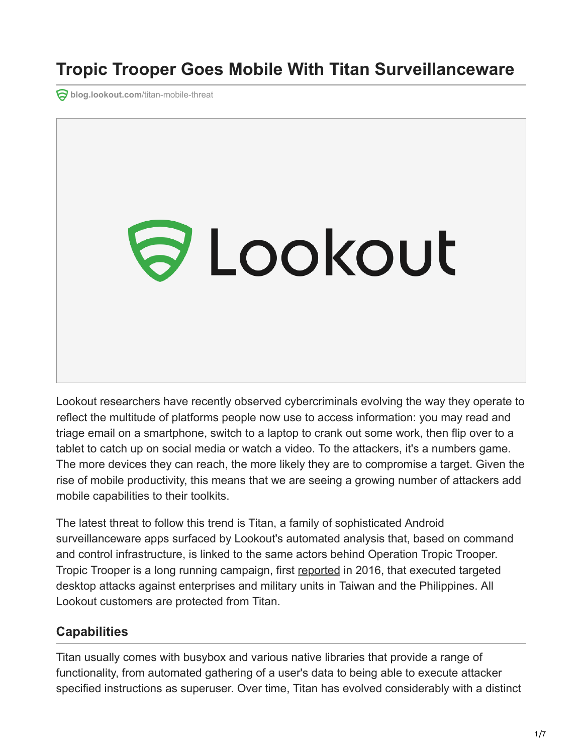# Tropic Trooper Goes Mobile With Titan Surveillanceware

blog.lookout.com/titan-mobile-threat

Lookout researchers have recently observed cybercriminals evolving the way they operate to reflect the multitude of platforms people now use to access information: you may read and triage email on a smartphone, switch to a laptop to crank out some work, then flip over to a tablet to catch up on social media or watch a video. To the attackers, it's a numbers game. The more devices they can reach, the more likely they are to compromise a target. Given the rise of mobile productivity, this means that we are seeing a growing number of attackers add mobile capabilities to their toolkits.

The latest threat to follow this trend is Titan, a family of sophisticated Android surveillanceware apps surfaced by Lookout's automated analysis that, based on command and control infrastructure, is linked to the same actors behind Operation Tropic Trooper. Tropic Trooper is a long running campaign, first reported in 2016, that executed targeted desktop attacks against enterprises and military units in Taiwan and the Philippines. All Lookout customers are protected from Titan.

## Capabilities

Titan usually comes with busybox and various native libraries that provide a range of functionality, from automated gathering of a user's data to being able to execute attacker specified instructions as superuser. Over time, Titan has evolved considerably with a distinct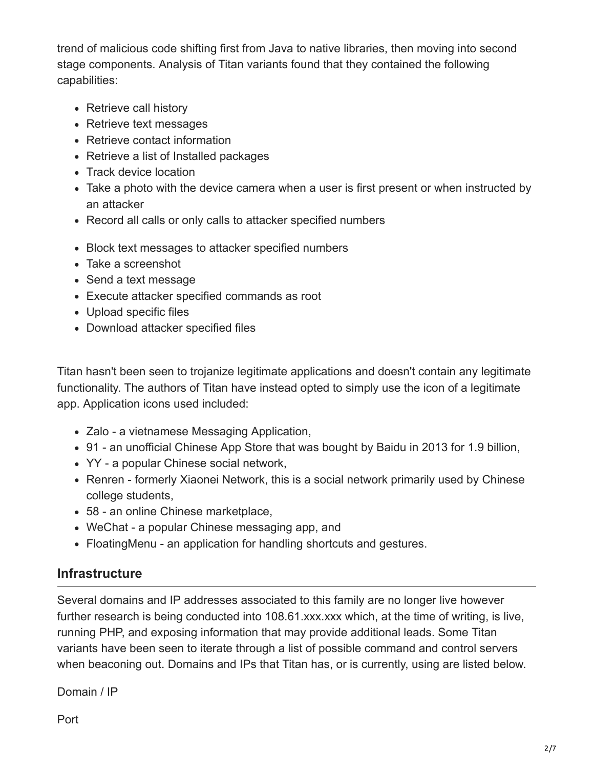trend of malicious code shifting first from Java to native libraries, then moving into second stage components. Analysis of Titan variants found that they contained the following capabilities:

- Retrieve call history
- Retrieve text messages
- Retrieve contact information
- Retrieve a list of Installed packages
- Track device location
- Take a photo with the device camera when a user is first present or when instructed by an attacker
- Record all calls or only calls to attacker specified numbers

- Block text messages to attacker specified numbers
- Take a screenshot
- Send a text message
- Execute attacker specified commands as root
- Upload specific files
- Download attacker specified files

Titan hasn't been seen to trojanize legitimate applications and doesn't contain any legitimate functionality. The authors of Titan have instead opted to simply use the icon of a legitimate app. Application icons used included:

- Zalo - a vietnamese Messaging Application,
- 91 - an unofficial Chinese App Store that was bought by Baidu in 2013 for 1.9 billion,
- YY - a popular Chinese social network,
- Renren - formerly Xiaonei Network, this is a social network primarily used by Chinese college students,
- 58 - an online Chinese marketplace,
- WeChat - a popular Chinese messaging app, and
- FloatingMenu - an application for handling shortcuts and gestures.

## Infrastructure

Several domains and IP addresses associated to this family are no longer live however further research is being conducted into 108.61.xxx.xxx which, at the time of writing, is live, running PHP, and exposing information that may provide additional leads. Some Titan variants have been seen to iterate through a list of possible command and control servers when beaconing out. Domains and IPs that Titan has, or is currently, using are listed below.

Domain / IP

Port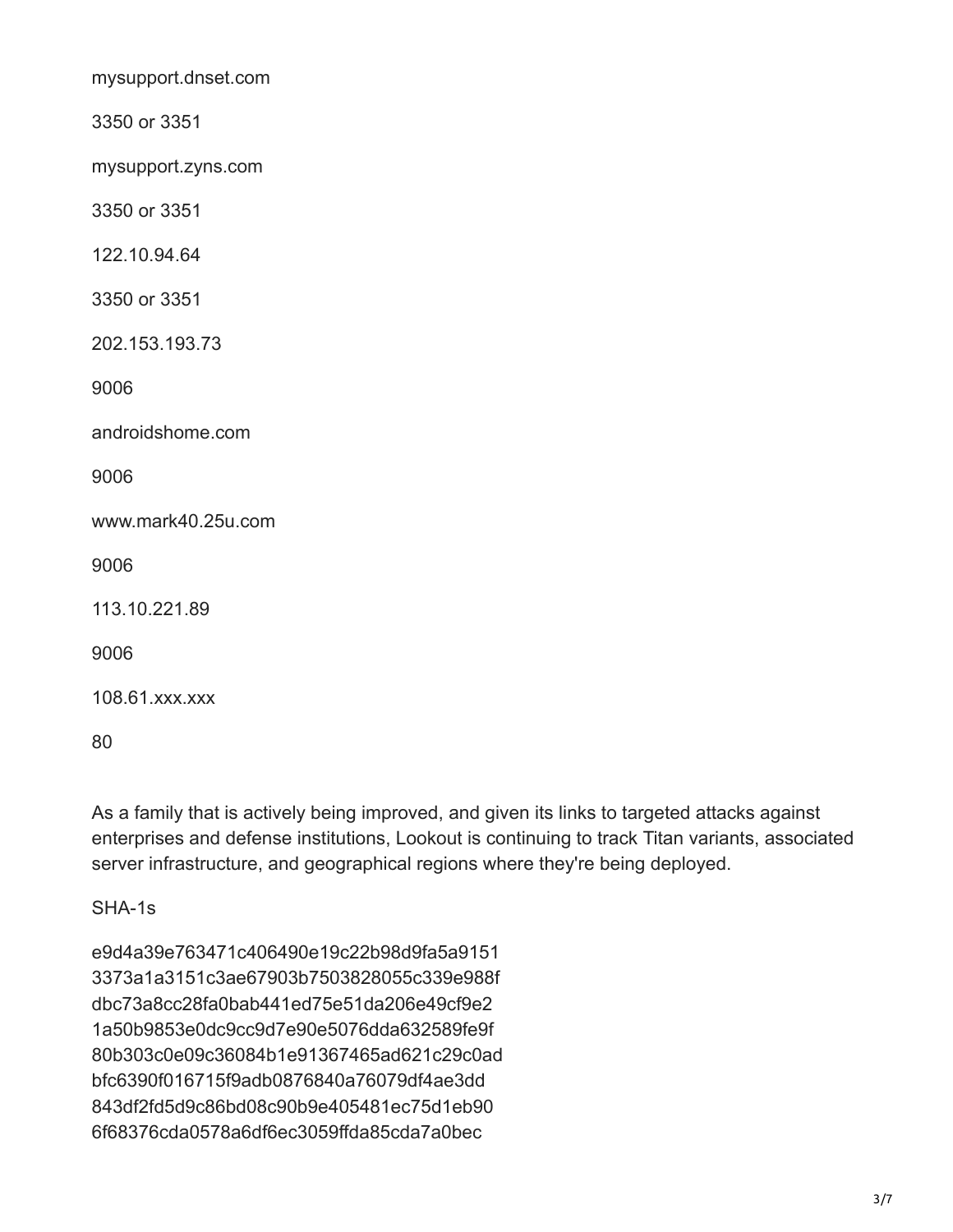mysupport.dnset.com

3350 or 3351

mysupport.zyns.com

3350 or 3351

122.10.94.64

3350 or 3351

202.153.193.73

9006

androidshome.com

9006

www.mark40.25u.com

9006

113.10.221.89

9006

108.61.xxx.xxx

80

As a family that is actively being improved, and given its links to targeted attacks against enterprises and defense institutions, Lookout is continuing to track Titan variants, associated server infrastructure, and geographical regions where they're being deployed.

SHA-1s

e9d4a39e763471c406490e19c22b98d9fa5a9151
3373a1a3151c3ae67903b7503828055c339e988f
dbc73a8cc28fa0bab441ed75e51da206e49cf9e2
1a50b9853e0dc9cc9d7e90e5076dda632589fe9f
80b303c0e09c36084b1e91367465ad621c29c0ad
bfc6390f016715f9adb0876840a76079df4ae3dd
843df2fd5d9c86bd08c90b9e405481ec75d1eb90
6f68376cda0578a6df6ec3059ffda85cda7a0bec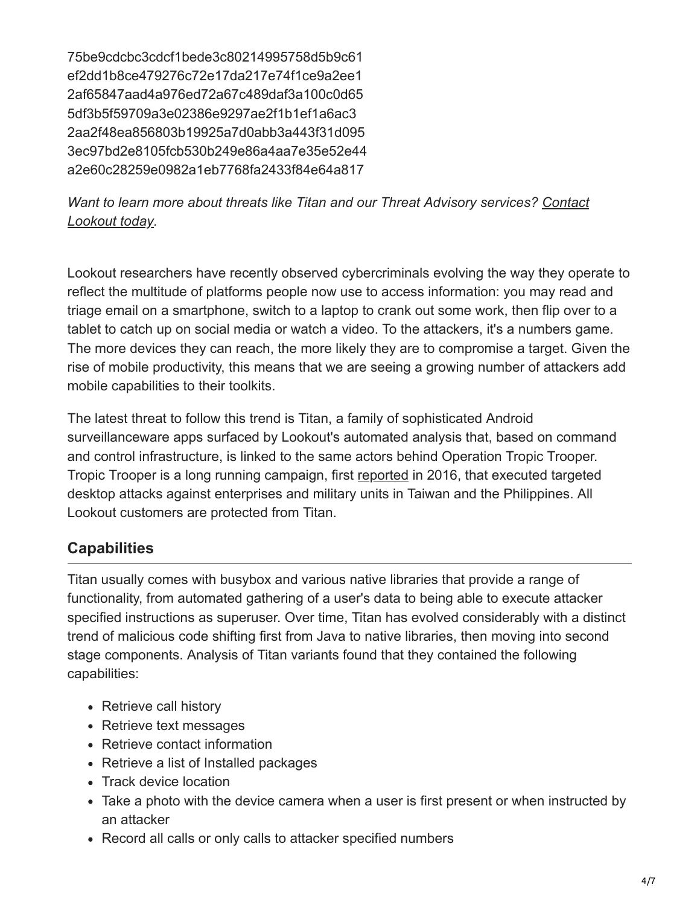75be9cdcbc3cdcf1bede3c80214995758d5b9c61
ef2dd1b8ce479276c72e17da217e74f1ce9a2ee1
2af65847aad4a976ed72a67c489daf3a100c0d65
5df3b5f59709a3e02386e9297ae2f1b1ef1a6ac3
2aa2f48ea856803b19925a7d0abb3a443f31d095
3ec97bd2e8105fcb530b249e86a4aa7e35e52e44
a2e60c28259e0982a1eb7768fa2433f84e64a817

*Want to learn more about threats like Titan and our Threat Advisory services? Contact Lookout today.*

Lookout researchers have recently observed cybercriminals evolving the way they operate to reflect the multitude of platforms people now use to access information: you may read and triage email on a smartphone, switch to a laptop to crank out some work, then flip over to a tablet to catch up on social media or watch a video. To the attackers, it's a numbers game. The more devices they can reach, the more likely they are to compromise a target. Given the rise of mobile productivity, this means that we are seeing a growing number of attackers add mobile capabilities to their toolkits.

The latest threat to follow this trend is Titan, a family of sophisticated Android surveillanceware apps surfaced by Lookout's automated analysis that, based on command and control infrastructure, is linked to the same actors behind Operation Tropic Trooper. Tropic Trooper is a long running campaign, first reported in 2016, that executed targeted desktop attacks against enterprises and military units in Taiwan and the Philippines. All Lookout customers are protected from Titan.

## Capabilities

Titan usually comes with busybox and various native libraries that provide a range of functionality, from automated gathering of a user's data to being able to execute attacker specified instructions as superuser. Over time, Titan has evolved considerably with a distinct trend of malicious code shifting first from Java to native libraries, then moving into second stage components. Analysis of Titan variants found that they contained the following capabilities:

- Retrieve call history
- Retrieve text messages
- Retrieve contact information
- Retrieve a list of Installed packages
- Track device location
- Take a photo with the device camera when a user is first present or when instructed by an attacker
- Record all calls or only calls to attacker specified numbers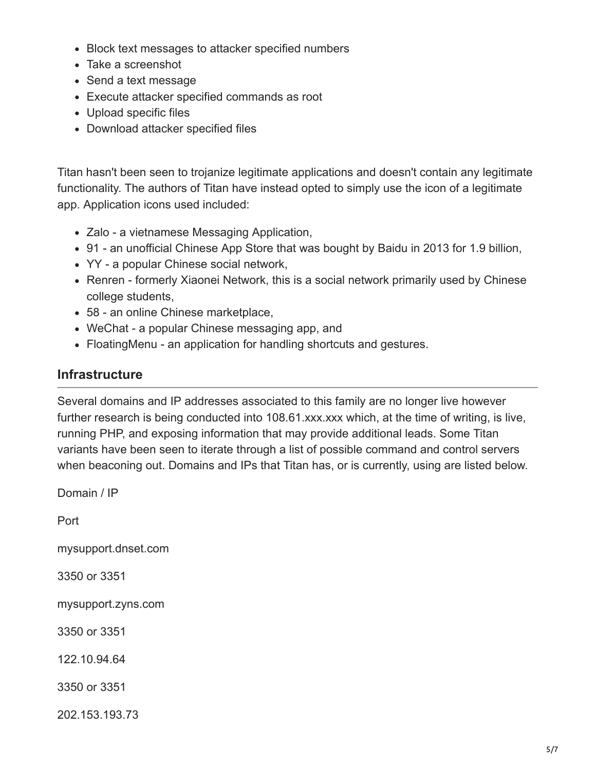- Block text messages to attacker specified numbers
- Take a screenshot
- Send a text message
- Execute attacker specified commands as root
- Upload specific files
- Download attacker specified files

Titan hasn't been seen to trojanize legitimate applications and doesn't contain any legitimate functionality. The authors of Titan have instead opted to simply use the icon of a legitimate app. Application icons used included:

- Zalo - a vietnamese Messaging Application,
- 91 - an unofficial Chinese App Store that was bought by Baidu in 2013 for 1.9 billion,
- YY - a popular Chinese social network,
- Renren - formerly Xiaonei Network, this is a social network primarily used by Chinese college students,
- 58 - an online Chinese marketplace,
- WeChat - a popular Chinese messaging app, and
- FloatingMenu - an application for handling shortcuts and gestures.

## Infrastructure

Several domains and IP addresses associated to this family are no longer live however further research is being conducted into 108.61.xxx.xxx which, at the time of writing, is live, running PHP, and exposing information that may provide additional leads. Some Titan variants have been seen to iterate through a list of possible command and control servers when beaconing out. Domains and IPs that Titan has, or is currently, using are listed below.

Domain / IP

Port

mysupport.dnset.com

3350 or 3351

mysupport.zyns.com

3350 or 3351

122.10.94.64

3350 or 3351

202.153.193.73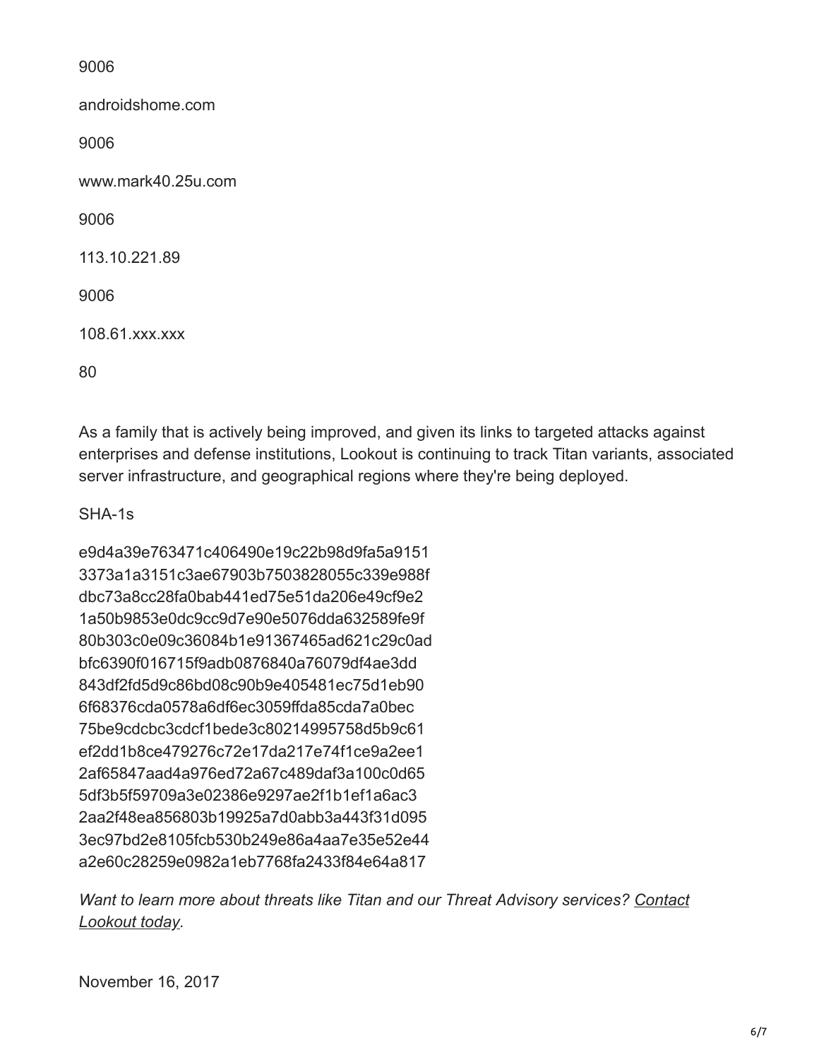9006

androidshome.com

9006

www.mark40.25u.com

9006

113.10.221.89

9006

108.61.xxx.xxx

80

As a family that is actively being improved, and given its links to targeted attacks against enterprises and defense institutions, Lookout is continuing to track Titan variants, associated server infrastructure, and geographical regions where they're being deployed.

SHA-1s

e9d4a39e763471c406490e19c22b98d9fa5a9151
3373a1a3151c3ae67903b7503828055c339e988f
dbc73a8cc28fa0bab441ed75e51da206e49cf9e2
1a50b9853e0dc9cc9d7e90e5076dda632589fe9f
80b303c0e09c36084b1e91367465ad621c29c0ad
bfc6390f016715f9adb0876840a76079df4ae3dd
843df2fd5d9c86bd08c90b9e405481ec75d1eb90
6f68376cda0578a6df6ec3059ffda85cda7a0bec
75be9cdcbc3cdcf1bede3c80214995758d5b9c61
ef2dd1b8ce479276c72e17da217e74f1ce9a2ee1
2af65847aad4a976ed72a67c489daf3a100c0d65
5df3b5f59709a3e02386e9297ae2f1b1ef1a6ac3
2aa2f48ea856803b19925a7d0abb3a443f31d095
3ec97bd2e8105fcb530b249e86a4aa7e35e52e44
a2e60c28259e0982a1eb7768fa2433f84e64a817

*Want to learn more about threats like Titan and our Threat Advisory services? Contact Lookout today.*

November 16, 2017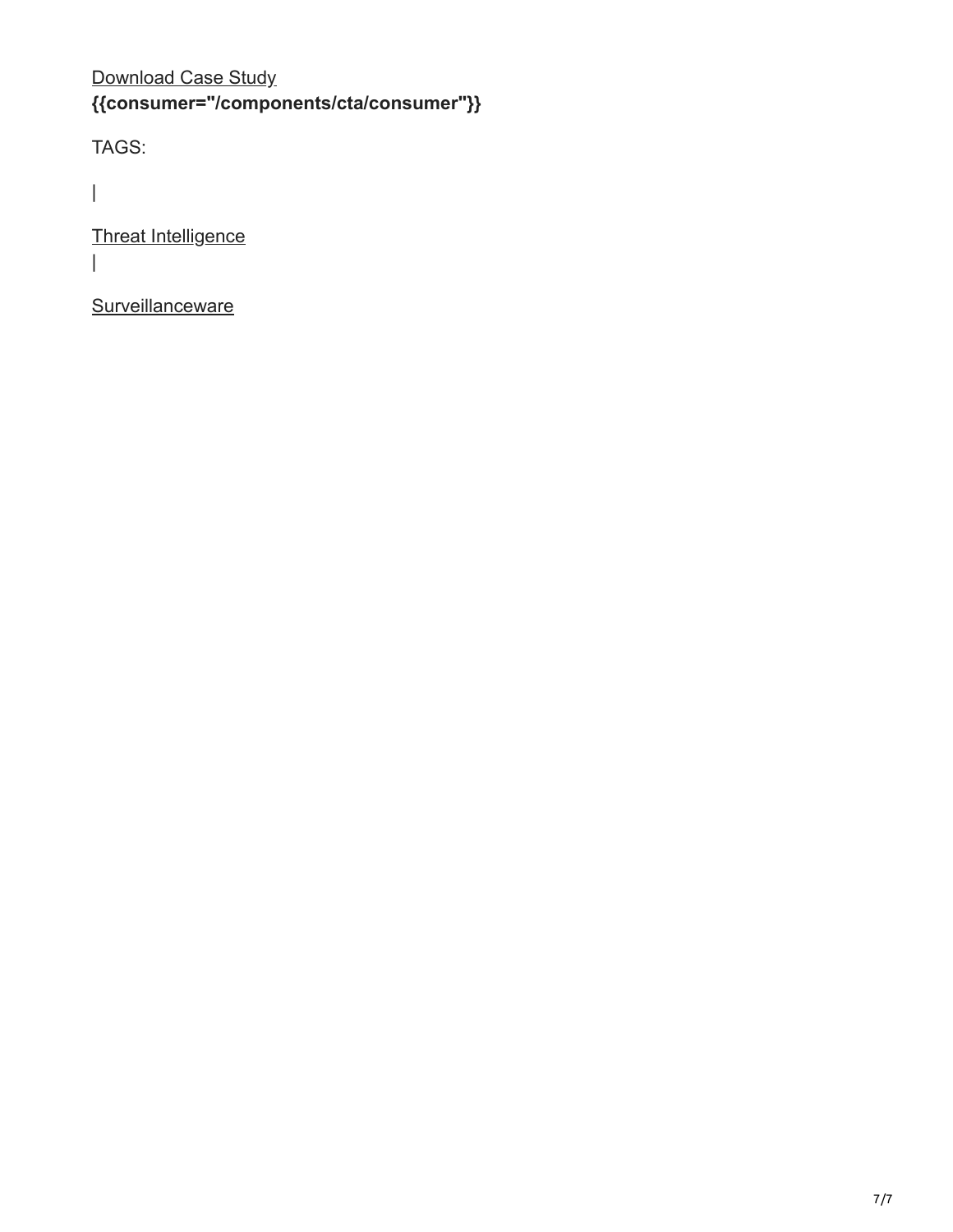Download Case Study
**{{consumer="/components/cta/consumer"}}**

TAGS:

|

Threat Intelligence
|

Surveillanceware